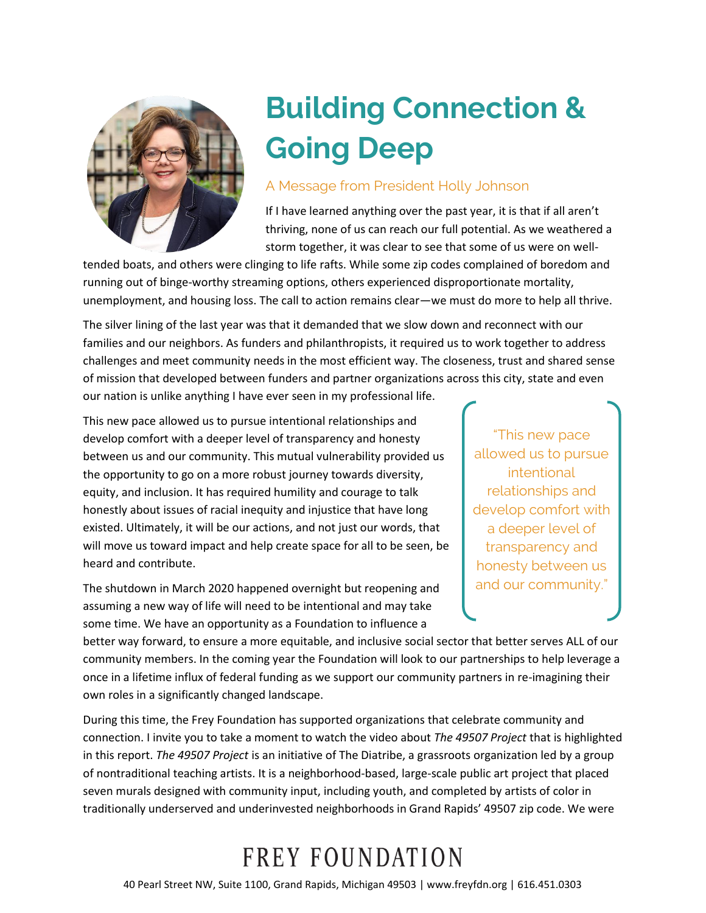# Building Connection & Going Deep

## A Message from President Holly Johnson

If I have learned anything over the past year, it is that if all aren't thriving, none of us can reach our full potential. As we weathered a storm together, it was clear to see that some of us were on well-tended boats, and others were clinging to life rafts. While some zip codes complained of boredom and running out of binge-worthy streaming options, others experienced disproportionate mortality, unemployment, and housing loss. The call to action remains clear—we must do more to help all thrive.

The silver lining of the last year was that it demanded that we slow down and reconnect with our families and our neighbors. As funders and philanthropists, it required us to work together to address challenges and meet community needs in the most efficient way. The closeness, trust and shared sense of mission that developed between funders and partner organizations across this city, state and even our nation is unlike anything I have ever seen in my professional life.

This new pace allowed us to pursue intentional relationships and develop comfort with a deeper level of transparency and honesty between us and our community. This mutual vulnerability provided us the opportunity to go on a more robust journey towards diversity, equity, and inclusion. It has required humility and courage to talk honestly about issues of racial inequity and injustice that have long existed. Ultimately, it will be our actions, and not just our words, that will move us toward impact and help create space for all to be seen, be heard and contribute.

> "This new pace allowed us to pursue intentional relationships and develop comfort with a deeper level of transparency and honesty between us and our community."

The shutdown in March 2020 happened overnight but reopening and assuming a new way of life will need to be intentional and may take some time. We have an opportunity as a Foundation to influence a better way forward, to ensure a more equitable, and inclusive social sector that better serves ALL of our community members. In the coming year the Foundation will look to our partnerships to help leverage a once in a lifetime influx of federal funding as we support our community partners in re-imagining their own roles in a significantly changed landscape.

During this time, the Frey Foundation has supported organizations that celebrate community and connection. I invite you to take a moment to watch the video about *The 49507 Project* that is highlighted in this report. *The 49507 Project* is an initiative of The Diatribe, a grassroots organization led by a group of nontraditional teaching artists. It is a neighborhood-based, large-scale public art project that placed seven murals designed with community input, including youth, and completed by artists of color in traditionally underserved and underinvested neighborhoods in Grand Rapids' 49507 zip code. We were

FREY FOUNDATION

40 Pearl Street NW, Suite 1100, Grand Rapids, Michigan 49503 | www.freyfdn.org | 616.451.0303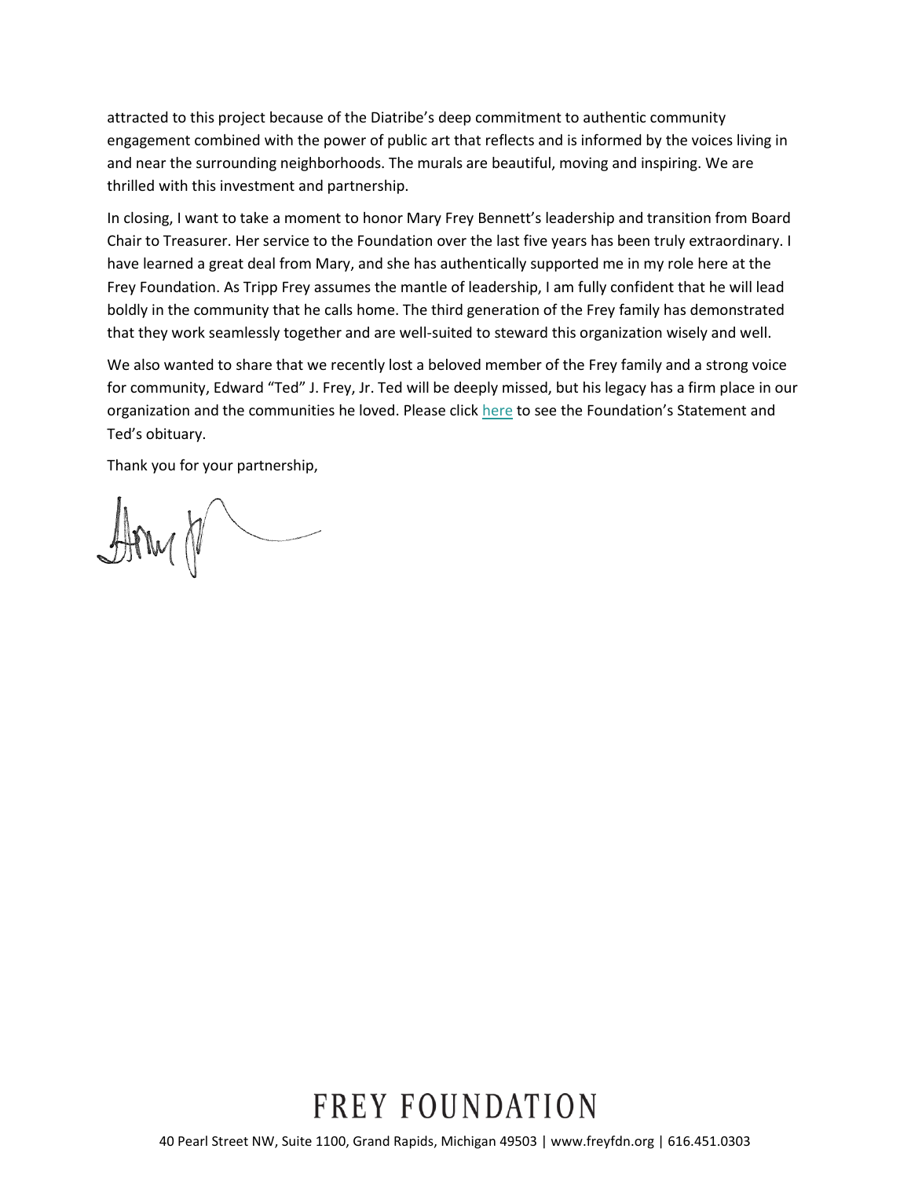attracted to this project because of the Diatribe's deep commitment to authentic community engagement combined with the power of public art that reflects and is informed by the voices living in and near the surrounding neighborhoods. The murals are beautiful, moving and inspiring. We are thrilled with this investment and partnership.

In closing, I want to take a moment to honor Mary Frey Bennett's leadership and transition from Board Chair to Treasurer. Her service to the Foundation over the last five years has been truly extraordinary. I have learned a great deal from Mary, and she has authentically supported me in my role here at the Frey Foundation. As Tripp Frey assumes the mantle of leadership, I am fully confident that he will lead boldly in the community that he calls home. The third generation of the Frey family has demonstrated that they work seamlessly together and are well-suited to steward this organization wisely and well.

We also wanted to share that we recently lost a beloved member of the Frey family and a strong voice for community, Edward "Ted" J. Frey, Jr. Ted will be deeply missed, but his legacy has a firm place in our organization and the communities he loved. Please click here to see the Foundation's Statement and Ted's obituary.

Thank you for your partnership,

FREY FOUNDATION

40 Pearl Street NW, Suite 1100, Grand Rapids, Michigan 49503 | www.freyfdn.org | 616.451.0303